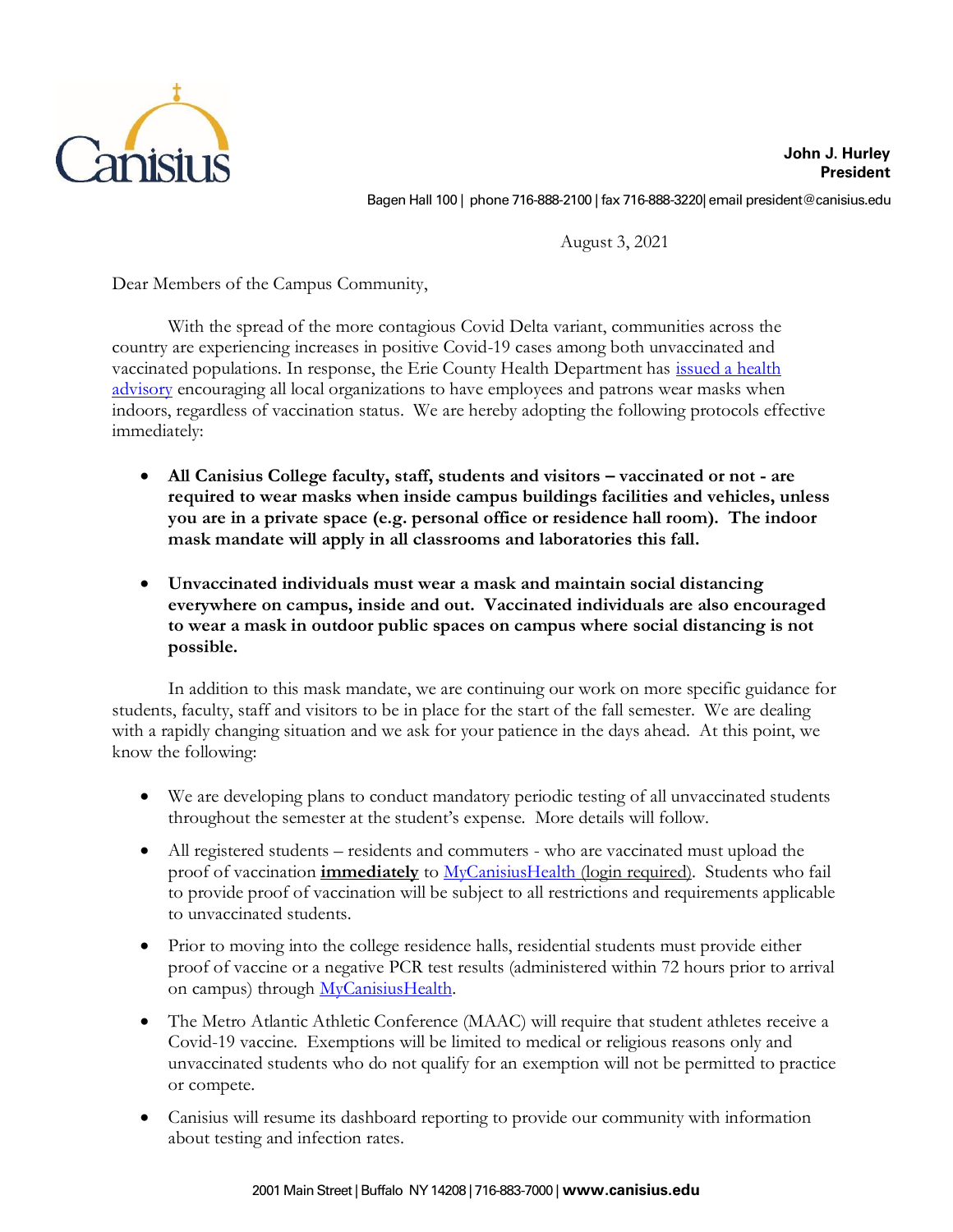John J. Hurley
**President**

Bagen Hall 100 | phone 716-888-2100 | fax 716-888-3220| email president@canisius.edu

August 3, 2021

Dear Members of the Campus Community,

With the spread of the more contagious Covid Delta variant, communities across the country are experiencing increases in positive Covid-19 cases among both unvaccinated and vaccinated populations. In response, the Erie County Health Department has issued a health advisory encouraging all local organizations to have employees and patrons wear masks when indoors, regardless of vaccination status. We are hereby adopting the following protocols effective immediately:

- **All Canisius College faculty, staff, students and visitors – vaccinated or not - are required to wear masks when inside campus buildings facilities and vehicles, unless you are in a private space (e.g. personal office or residence hall room). The indoor mask mandate will apply in all classrooms and laboratories this fall.**

- **Unvaccinated individuals must wear a mask and maintain social distancing everywhere on campus, inside and out. Vaccinated individuals are also encouraged to wear a mask in outdoor public spaces on campus where social distancing is not possible.**

In addition to this mask mandate, we are continuing our work on more specific guidance for students, faculty, staff and visitors to be in place for the start of the fall semester. We are dealing with a rapidly changing situation and we ask for your patience in the days ahead. At this point, we know the following:

- We are developing plans to conduct mandatory periodic testing of all unvaccinated students throughout the semester at the student's expense. More details will follow.
- All registered students – residents and commuters - who are vaccinated must upload the proof of vaccination **immediately** to MyCanisiusHealth (login required). Students who fail to provide proof of vaccination will be subject to all restrictions and requirements applicable to unvaccinated students.
- Prior to moving into the college residence halls, residential students must provide either proof of vaccine or a negative PCR test results (administered within 72 hours prior to arrival on campus) through MyCanisiusHealth.
- The Metro Atlantic Athletic Conference (MAAC) will require that student athletes receive a Covid-19 vaccine. Exemptions will be limited to medical or religious reasons only and unvaccinated students who do not qualify for an exemption will not be permitted to practice or compete.
- Canisius will resume its dashboard reporting to provide our community with information about testing and infection rates.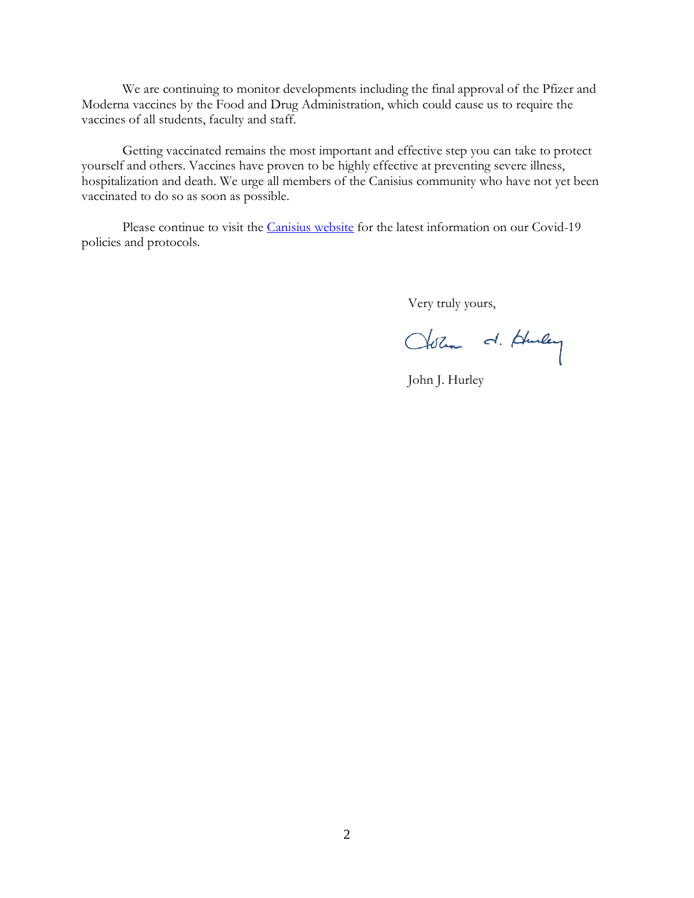We are continuing to monitor developments including the final approval of the Pfizer and Moderna vaccines by the Food and Drug Administration, which could cause us to require the vaccines of all students, faculty and staff.

Getting vaccinated remains the most important and effective step you can take to protect yourself and others. Vaccines have proven to be highly effective at preventing severe illness, hospitalization and death. We urge all members of the Canisius community who have not yet been vaccinated to do so as soon as possible.

Please continue to visit the Canisius website for the latest information on our Covid-19 policies and protocols.

Very truly yours,

John J. Hurley